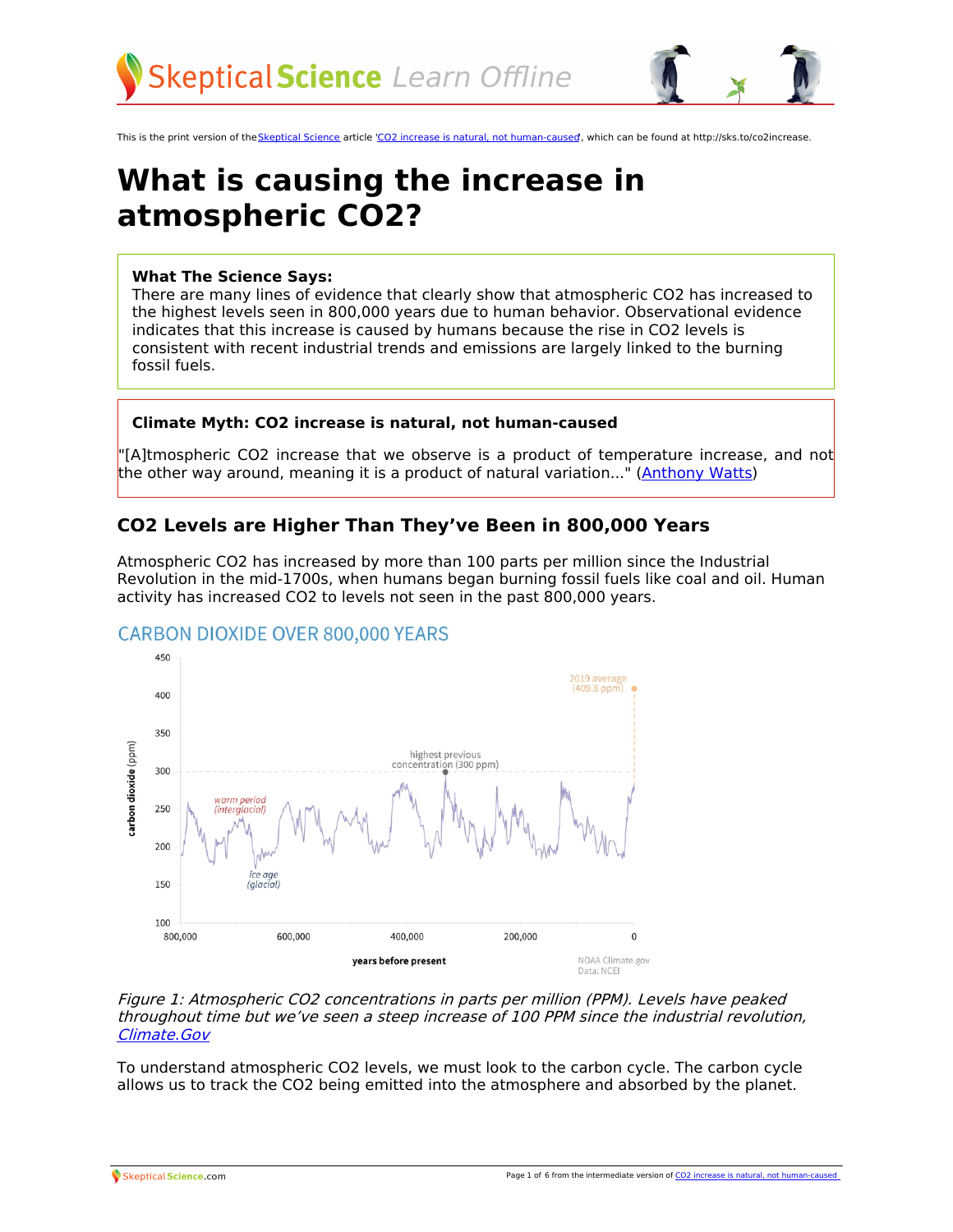This is the print version of the Skeptical Science article 'CO2 increase is natural, not human-caused', which can be found at http://sks.to/co2increase.

# What is causing the increase in atmospheric CO2?

**What The Science Says:**
There are many lines of evidence that clearly show that atmospheric CO2 has increased to the highest levels seen in 800,000 years due to human behavior. Observational evidence indicates that this increase is caused by humans because the rise in CO2 levels is consistent with recent industrial trends and emissions are largely linked to the burning fossil fuels.

**Climate Myth: CO2 increase is natural, not human-caused**

"[A]tmospheric CO2 increase that we observe is a product of temperature increase, and not the other way around, meaning it is a product of natural variation..." (Anthony Watts)

## CO2 Levels are Higher Than They've Been in 800,000 Years

Atmospheric CO2 has increased by more than 100 parts per million since the Industrial Revolution in the mid-1700s, when humans began burning fossil fuels like coal and oil. Human activity has increased CO2 to levels not seen in the past 800,000 years.

*Figure 1: Atmospheric CO2 concentrations in parts per million (PPM). Levels have peaked throughout time but we've seen a steep increase of 100 PPM since the industrial revolution, Climate.Gov*

To understand atmospheric CO2 levels, we must look to the carbon cycle. The carbon cycle allows us to track the CO2 being emitted into the atmosphere and absorbed by the planet.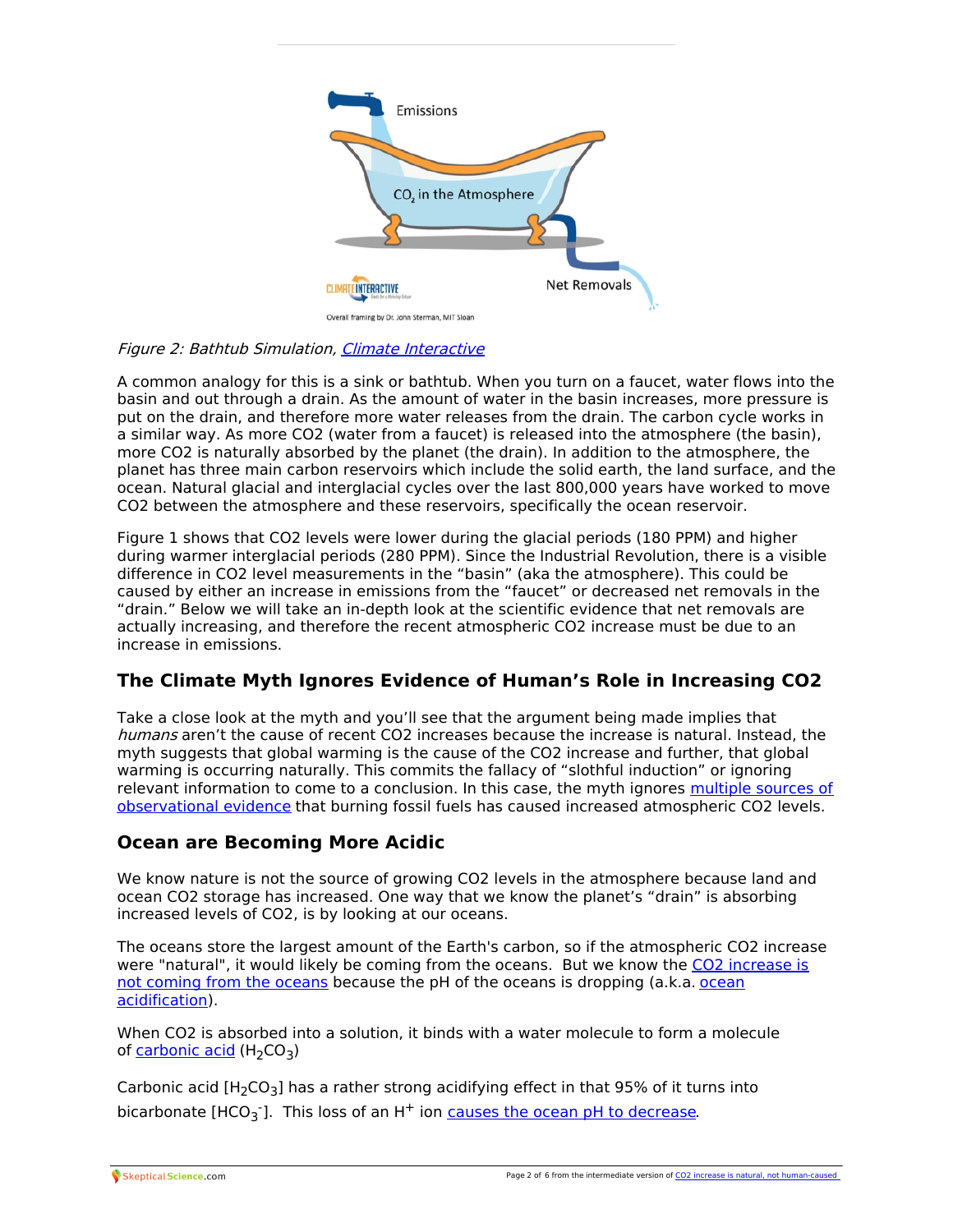*Figure 2: Bathtub Simulation, Climate Interactive*

A common analogy for this is a sink or bathtub. When you turn on a faucet, water flows into the basin and out through a drain. As the amount of water in the basin increases, more pressure is put on the drain, and therefore more water releases from the drain. The carbon cycle works in a similar way. As more CO2 (water from a faucet) is released into the atmosphere (the basin), more CO2 is naturally absorbed by the planet (the drain). In addition to the atmosphere, the planet has three main carbon reservoirs which include the solid earth, the land surface, and the ocean. Natural glacial and interglacial cycles over the last 800,000 years have worked to move CO2 between the atmosphere and these reservoirs, specifically the ocean reservoir.

Figure 1 shows that CO2 levels were lower during the glacial periods (180 PPM) and higher during warmer interglacial periods (280 PPM). Since the Industrial Revolution, there is a visible difference in CO2 level measurements in the "basin" (aka the atmosphere). This could be caused by either an increase in emissions from the "faucet" or decreased net removals in the "drain." Below we will take an in-depth look at the scientific evidence that net removals are actually increasing, and therefore the recent atmospheric CO2 increase must be due to an increase in emissions.

## The Climate Myth Ignores Evidence of Human's Role in Increasing CO2

Take a close look at the myth and you'll see that the argument being made implies that *humans* aren't the cause of recent CO2 increases because the increase is natural. Instead, the myth suggests that global warming is the cause of the CO2 increase and further, that global warming is occurring naturally. This commits the fallacy of "slothful induction" or ignoring relevant information to come to a conclusion. In this case, the myth ignores multiple sources of observational evidence that burning fossil fuels has caused increased atmospheric CO2 levels.

## Ocean are Becoming More Acidic

We know nature is not the source of growing CO2 levels in the atmosphere because land and ocean CO2 storage has increased. One way that we know the planet's "drain" is absorbing increased levels of CO2, is by looking at our oceans.

The oceans store the largest amount of the Earth's carbon, so if the atmospheric CO2 increase were "natural", it would likely be coming from the oceans. But we know the CO2 increase is not coming from the oceans because the pH of the oceans is dropping (a.k.a. ocean acidification).

When CO2 is absorbed into a solution, it binds with a water molecule to form a molecule of carbonic acid ($H_2CO_3$)

Carbonic acid [$H_2CO_3$] has a rather strong acidifying effect in that 95% of it turns into bicarbonate [$HCO_3^-$]. This loss of an $H^+$ ion causes the ocean pH to decrease.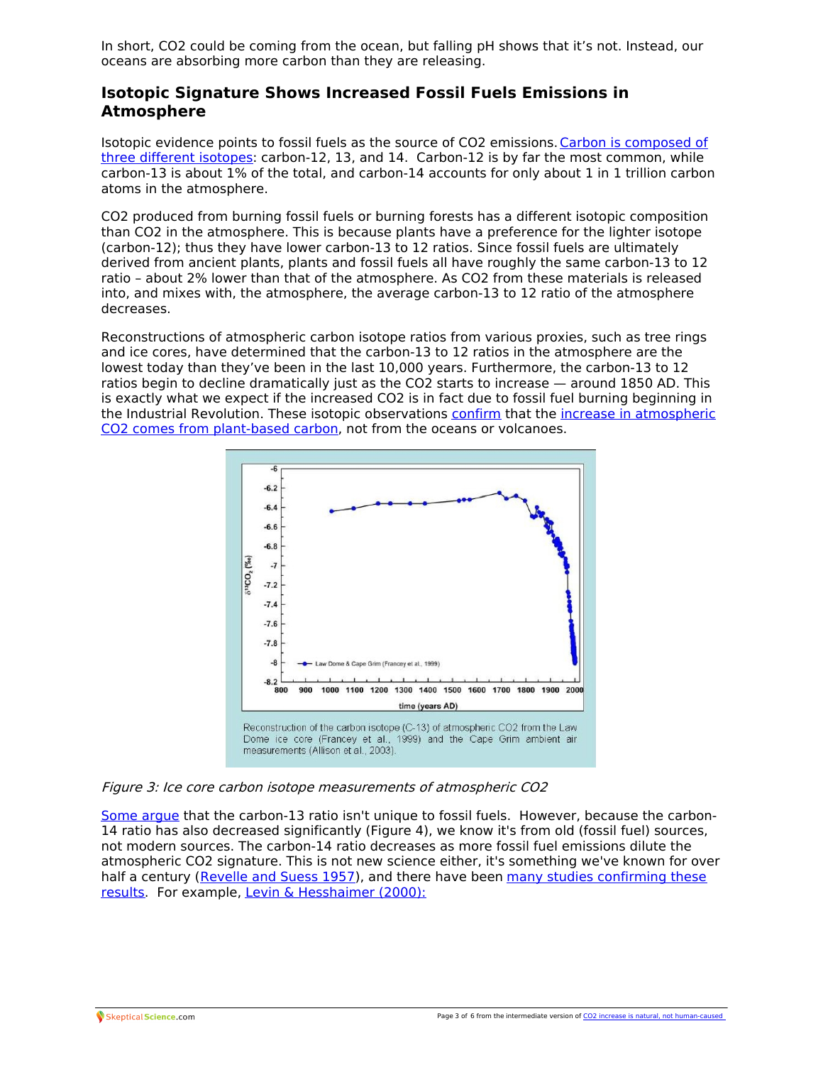In short, CO2 could be coming from the ocean, but falling pH shows that it's not. Instead, our oceans are absorbing more carbon than they are releasing.

## Isotopic Signature Shows Increased Fossil Fuels Emissions in Atmosphere

Isotopic evidence points to fossil fuels as the source of CO2 emissions. Carbon is composed of three different isotopes: carbon-12, 13, and 14. Carbon-12 is by far the most common, while carbon-13 is about 1% of the total, and carbon-14 accounts for only about 1 in 1 trillion carbon atoms in the atmosphere.

CO2 produced from burning fossil fuels or burning forests has a different isotopic composition than CO2 in the atmosphere. This is because plants have a preference for the lighter isotope (carbon-12); thus they have lower carbon-13 to 12 ratios. Since fossil fuels are ultimately derived from ancient plants, plants and fossil fuels all have roughly the same carbon-13 to 12 ratio – about 2% lower than that of the atmosphere. As CO2 from these materials is released into, and mixes with, the atmosphere, the average carbon-13 to 12 ratio of the atmosphere decreases.

Reconstructions of atmospheric carbon isotope ratios from various proxies, such as tree rings and ice cores, have determined that the carbon-13 to 12 ratios in the atmosphere are the lowest today than they've been in the last 10,000 years. Furthermore, the carbon-13 to 12 ratios begin to decline dramatically just as the CO2 starts to increase — around 1850 AD. This is exactly what we expect if the increased CO2 is in fact due to fossil fuel burning beginning in the Industrial Revolution. These isotopic observations confirm that the increase in atmospheric CO2 comes from plant-based carbon, not from the oceans or volcanoes.

Reconstruction of the carbon isotope (C-13) of atmospheric CO2 from the Law Dome ice core (Francey et al., 1999) and the Cape Grim ambient air measurements (Allison et al., 2003).

*Figure 3: Ice core carbon isotope measurements of atmospheric CO2*

Some argue that the carbon-13 ratio isn't unique to fossil fuels. However, because the carbon-14 ratio has also decreased significantly (Figure 4), we know it's from old (fossil fuel) sources, not modern sources. The carbon-14 ratio decreases as more fossil fuel emissions dilute the atmospheric CO2 signature. This is not new science either, it's something we've known for over half a century (Revelle and Suess 1957), and there have been many studies confirming these results. For example, Levin & Hesshaimer (2000):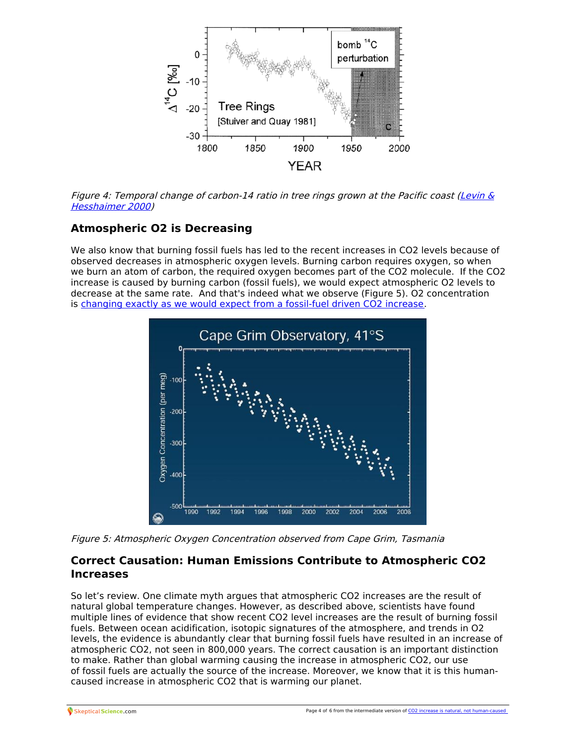*Figure 4: Temporal change of carbon-14 ratio in tree rings grown at the Pacific coast ([Levin & Hesshaimer 2000](Levin & Hesshaimer 2000))*

## Atmospheric O2 is Decreasing

We also know that burning fossil fuels has led to the recent increases in $CO_2$ levels because of observed decreases in atmospheric oxygen levels. Burning carbon requires oxygen, so when we burn an atom of carbon, the required oxygen becomes part of the $CO_2$ molecule. If the $CO_2$ increase is caused by burning carbon (fossil fuels), we would expect atmospheric $O_2$ levels to decrease at the same rate. And that's indeed what we observe (Figure 5). $O_2$ concentration is changing exactly as we would expect from a fossil-fuel driven $CO_2$ increase.

*Figure 5: Atmospheric Oxygen Concentration observed from Cape Grim, Tasmania*

## Correct Causation: Human Emissions Contribute to Atmospheric CO2 Increases

So let's review. One climate myth argues that atmospheric $CO_2$ increases are the result of natural global temperature changes. However, as described above, scientists have found multiple lines of evidence that show recent $CO_2$ level increases are the result of burning fossil fuels. Between ocean acidification, isotopic signatures of the atmosphere, and trends in $O_2$ levels, the evidence is abundantly clear that burning fossil fuels have resulted in an increase of atmospheric $CO_2$, not seen in 800,000 years. The correct causation is an important distinction to make. Rather than global warming causing the increase in atmospheric $CO_2$, our use of fossil fuels are actually the source of the increase. Moreover, we know that it is this human-caused increase in atmospheric $CO_2$ that is warming our planet.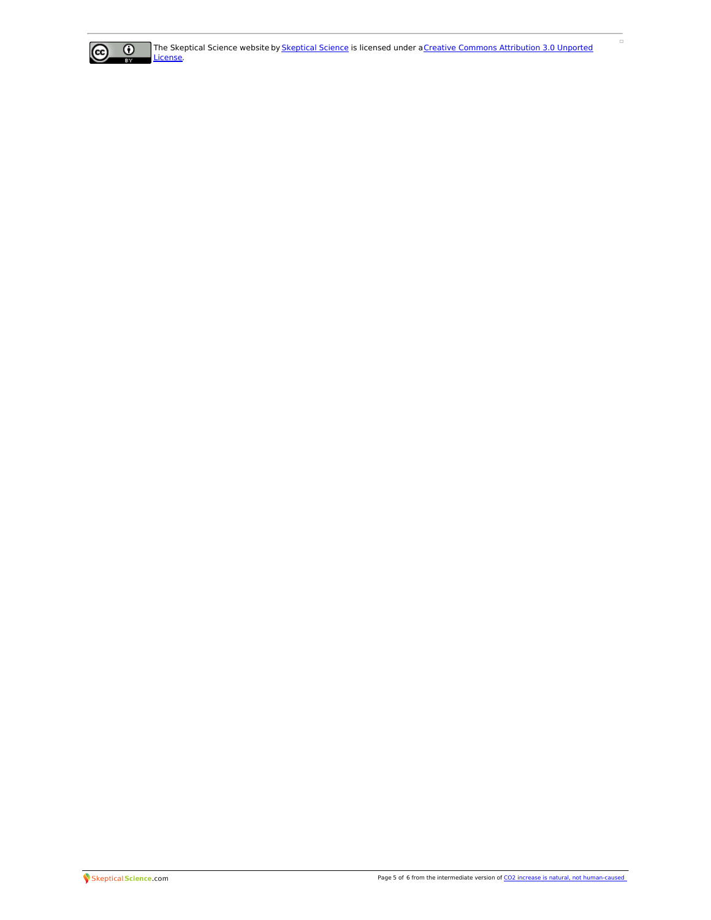The Skeptical Science website by [Skeptical Science](https://skepticalscience.com) is licensed under a [Creative Commons Attribution 3.0 Unported License](https://creativecommons.org/licenses/by/3.0/).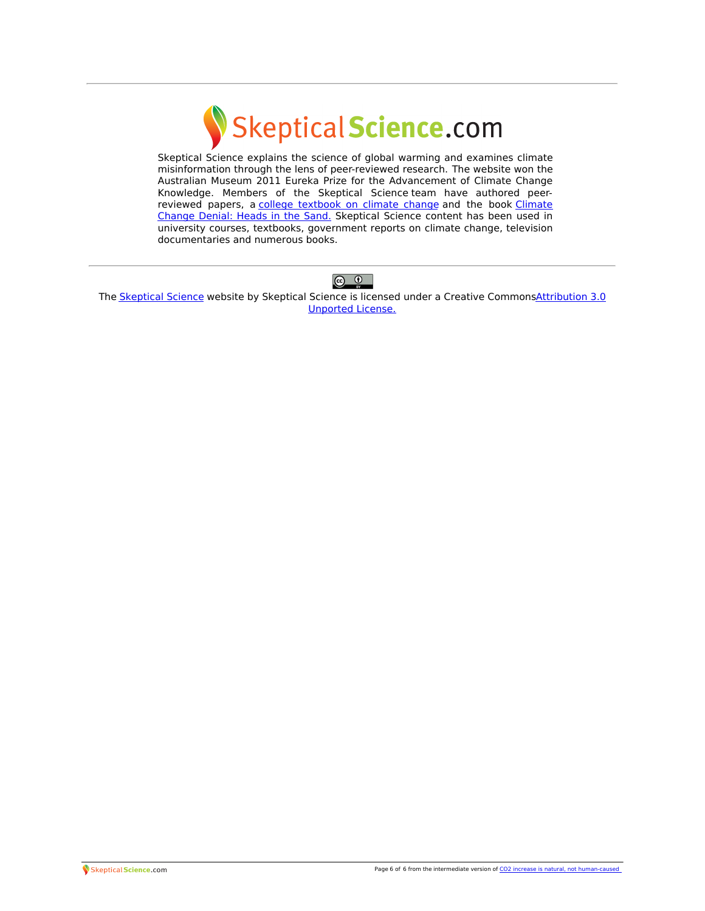Skeptical Science explains the science of global warming and examines climate misinformation through the lens of peer-reviewed research. The website won the Australian Museum 2011 Eureka Prize for the Advancement of Climate Change Knowledge. Members of the Skeptical Science team have authored peer-reviewed papers, a college textbook on climate change and the book Climate Change Denial: Heads in the Sand. Skeptical Science content has been used in university courses, textbooks, government reports on climate change, television documentaries and numerous books.

---

The Skeptical Science website by Skeptical Science is licensed under a Creative Commons Attribution 3.0 Unported License.